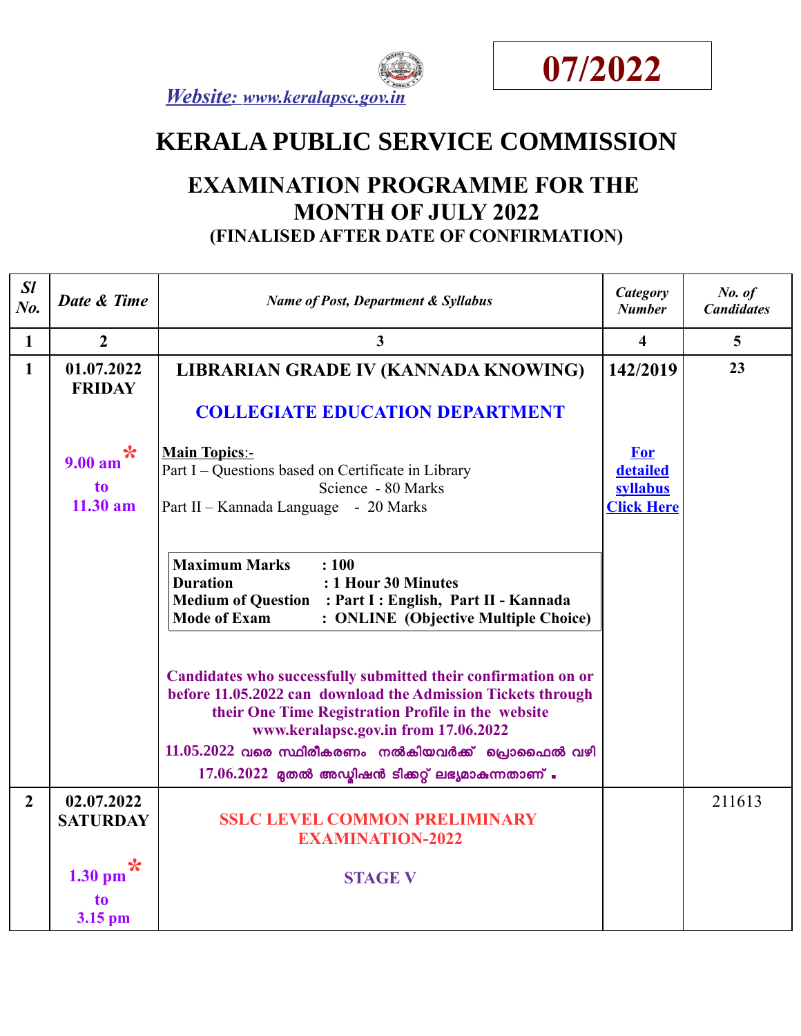**07/2022**

*Website: www.keralapsc.gov.in*

# KERALA PUBLIC SERVICE COMMISSION

## EXAMINATION PROGRAMME FOR THE MONTH OF JULY 2022

### (FINALISED AFTER DATE OF CONFIRMATION)

| *Sl No.* | *Date & Time* | *Name of Post, Department & Syllabus* | *Category Number* | *No. of Candidates* |
|---|---|---|---|---|
| **1** | **2** | **3** | **4** | **5** |
| **1** | **01.07.2022 FRIDAY**<br><br>**9.00 am*** **to** **11.30 am** | **LIBRARIAN GRADE IV (KANNADA KNOWING)**<br><br>**COLLEGIATE EDUCATION DEPARTMENT**<br><br>**Main Topics**:-<br>Part I – Questions based on Certificate in Library Science - 80 Marks<br>Part II – Kannada Language - 20 Marks<br><br>**Maximum Marks : 100**<br>**Duration : 1 Hour 30 Minutes**<br>**Medium of Question : Part I : English, Part II - Kannada**<br>**Mode of Exam : ONLINE (Objective Multiple Choice)**<br><br>**Candidates who successfully submitted their confirmation on or before 11.05.2022 can download the Admission Tickets through their One Time Registration Profile in the website www.keralapsc.gov.in from 17.06.2022**<br>**11.05.2022 വരെ സ്ഥിരീകരണം നൽകിയവർക്ക് പ്രൊഫൈൽ വഴി 17.06.2022 മുതൽ അഡ്മിഷൻ ടിക്കറ്റ് ലഭ്യമാകുന്നതാണ്.** | **142/2019**<br><br>**For detailed syllabus Click Here** | **23** |
| **2** | **02.07.2022 SATURDAY**<br><br>**1.30 pm*** **to** **3.15 pm** | **SSLC LEVEL COMMON PRELIMINARY EXAMINATION-2022**<br><br>**STAGE V** | | 211613 |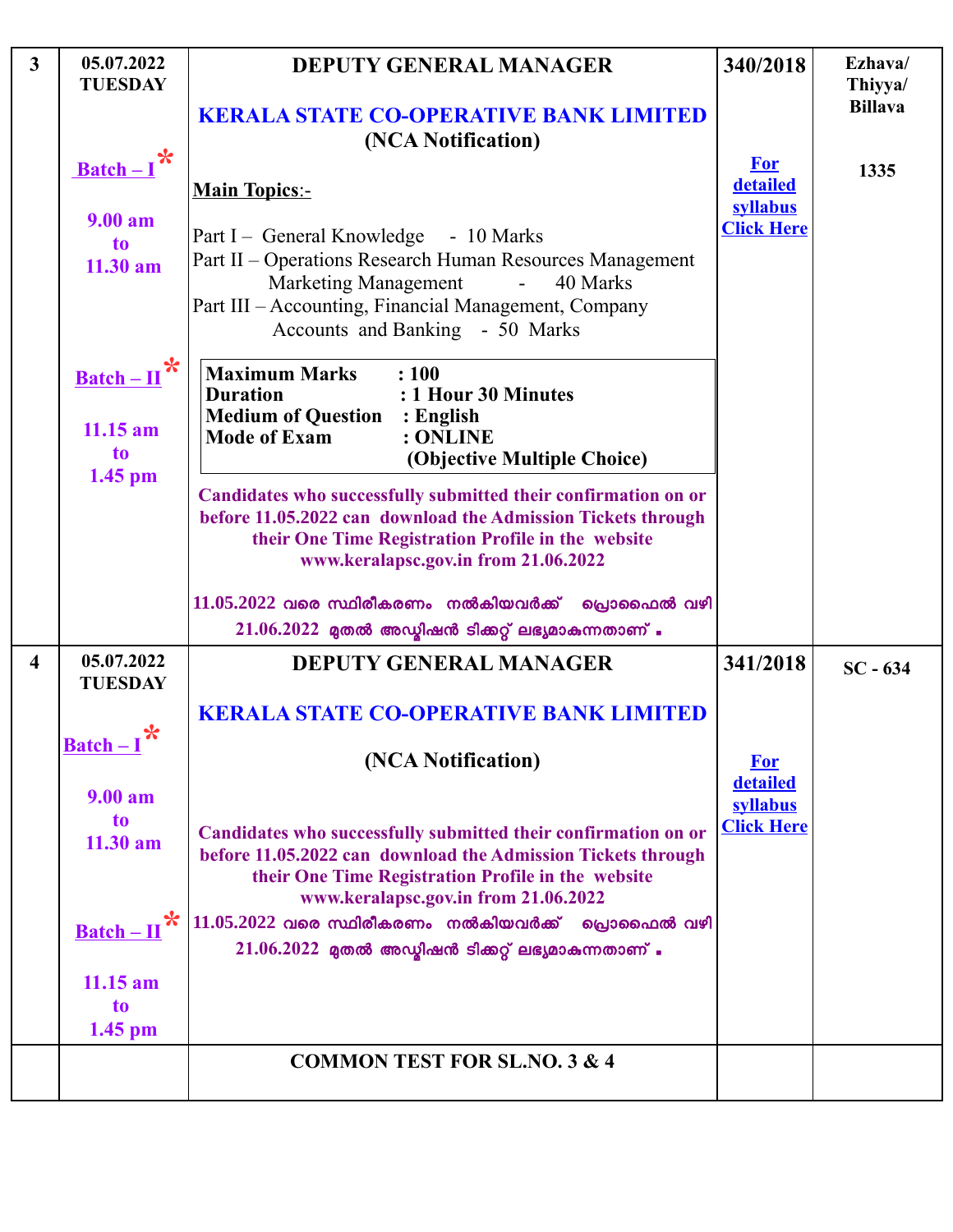| 3 | 05.07.2022 TUESDAY<br><br>Batch – I *<br><br>9.00 am to 11.30 am<br><br>Batch – II *<br><br>11.15 am to 1.45 pm | **DEPUTY GENERAL MANAGER**<br><br>**KERALA STATE CO-OPERATIVE BANK LIMITED**<br>**(NCA Notification)**<br><br>**Main Topics:-**<br><br>Part I – General Knowledge - 10 Marks<br>Part II – Operations Research Human Resources Management Marketing Management - 40 Marks<br>Part III – Accounting, Financial Management, Company Accounts and Banking - 50 Marks<br><br>**Maximum Marks : 100**<br>**Duration : 1 Hour 30 Minutes**<br>**Medium of Question : English**<br>**Mode of Exam : ONLINE (Objective Multiple Choice)**<br><br>**Candidates who successfully submitted their confirmation on or before 11.05.2022 can download the Admission Tickets through their One Time Registration Profile in the website www.keralapsc.gov.in from 21.06.2022**<br><br>11.05.2022 വരെ സ്ഥിരീകരണം നൽകിയവർക്ക് പ്രൊഫൈൽ വഴി 21.06.2022 മുതൽ അഡ്മിഷൻ ടിക്കറ്റ് ലഭ്യമാകുന്നതാണ്. | **340/2018**<br><br>For detailed syllabus Click Here | **Ezhava/ Thiyya/ Billava**<br><br>**1335** |
|---|---|---|---|---|
| 4 | 05.07.2022 TUESDAY<br><br>Batch – I *<br><br>9.00 am to 11.30 am<br><br>Batch – II *<br><br>11.15 am to 1.45 pm | **DEPUTY GENERAL MANAGER**<br><br>**KERALA STATE CO-OPERATIVE BANK LIMITED**<br><br>**(NCA Notification)**<br><br>**Candidates who successfully submitted their confirmation on or before 11.05.2022 can download the Admission Tickets through their One Time Registration Profile in the website www.keralapsc.gov.in from 21.06.2022**<br><br>11.05.2022 വരെ സ്ഥിരീകരണം നൽകിയവർക്ക് പ്രൊഫൈൽ വഴി 21.06.2022 മുതൽ അഡ്മിഷൻ ടിക്കറ്റ് ലഭ്യമാകുന്നതാണ്. | **341/2018**<br><br>For detailed syllabus Click Here | **SC - 634** |
| | | **COMMON TEST FOR SL.NO. 3 & 4** | | |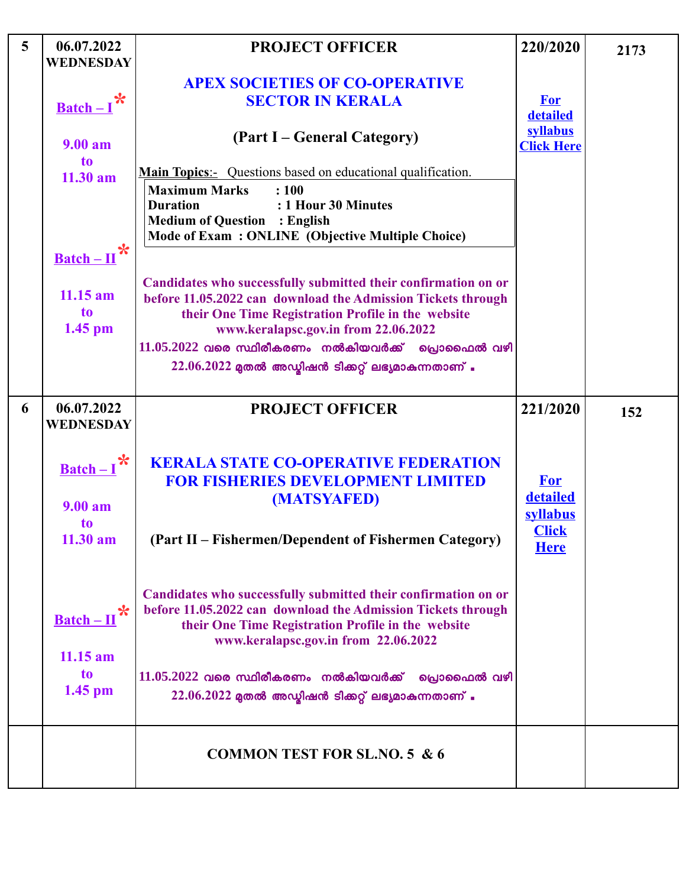| | | | | |
|---|---|---|---|---|
| 5 | 06.07.2022 WEDNESDAY<br><br>Batch – I *<br><br>9.00 am to 11.30 am<br><br>Batch – II *<br><br>11.15 am to 1.45 pm | **PROJECT OFFICER**<br><br>**APEX SOCIETIES OF CO-OPERATIVE SECTOR IN KERALA**<br><br>**(Part I – General Category)**<br><br>**Main Topics**:- Questions based on educational qualification.<br><br>**Maximum Marks : 100**<br>**Duration : 1 Hour 30 Minutes**<br>**Medium of Question : English**<br>**Mode of Exam : ONLINE (Objective Multiple Choice)**<br><br>**Candidates who successfully submitted their confirmation on or before 11.05.2022 can download the Admission Tickets through their One Time Registration Profile in the website www.keralapsc.gov.in from 22.06.2022**<br><br>11.05.2022 വരെ സ്ഥിരീകരണം നൽകിയവർക്ക് പ്രൊഫൈൽ വഴി 22.06.2022 മുതൽ അഡ്മിഷൻ ടിക്കറ്റ് ലഭ്യമാകുന്നതാണ് . | 220/2020<br><br>For detailed syllabus Click Here | 2173 |
| 6 | 06.07.2022 WEDNESDAY<br><br>Batch – I *<br><br>9.00 am to 11.30 am<br><br>Batch – II *<br><br>11.15 am to 1.45 pm | **PROJECT OFFICER**<br><br>**KERALA STATE CO-OPERATIVE FEDERATION FOR FISHERIES DEVELOPMENT LIMITED (MATSYAFED)**<br><br>**(Part II – Fishermen/Dependent of Fishermen Category)**<br><br>**Candidates who successfully submitted their confirmation on or before 11.05.2022 can download the Admission Tickets through their One Time Registration Profile in the website www.keralapsc.gov.in from 22.06.2022**<br><br>11.05.2022 വരെ സ്ഥിരീകരണം നൽകിയവർക്ക് പ്രൊഫൈൽ വഴി 22.06.2022 മുതൽ അഡ്മിഷൻ ടിക്കറ്റ് ലഭ്യമാകുന്നതാണ് . | 221/2020<br><br>For detailed syllabus Click Here | 152 |
| | | **COMMON TEST FOR SL.NO. 5 & 6** | | |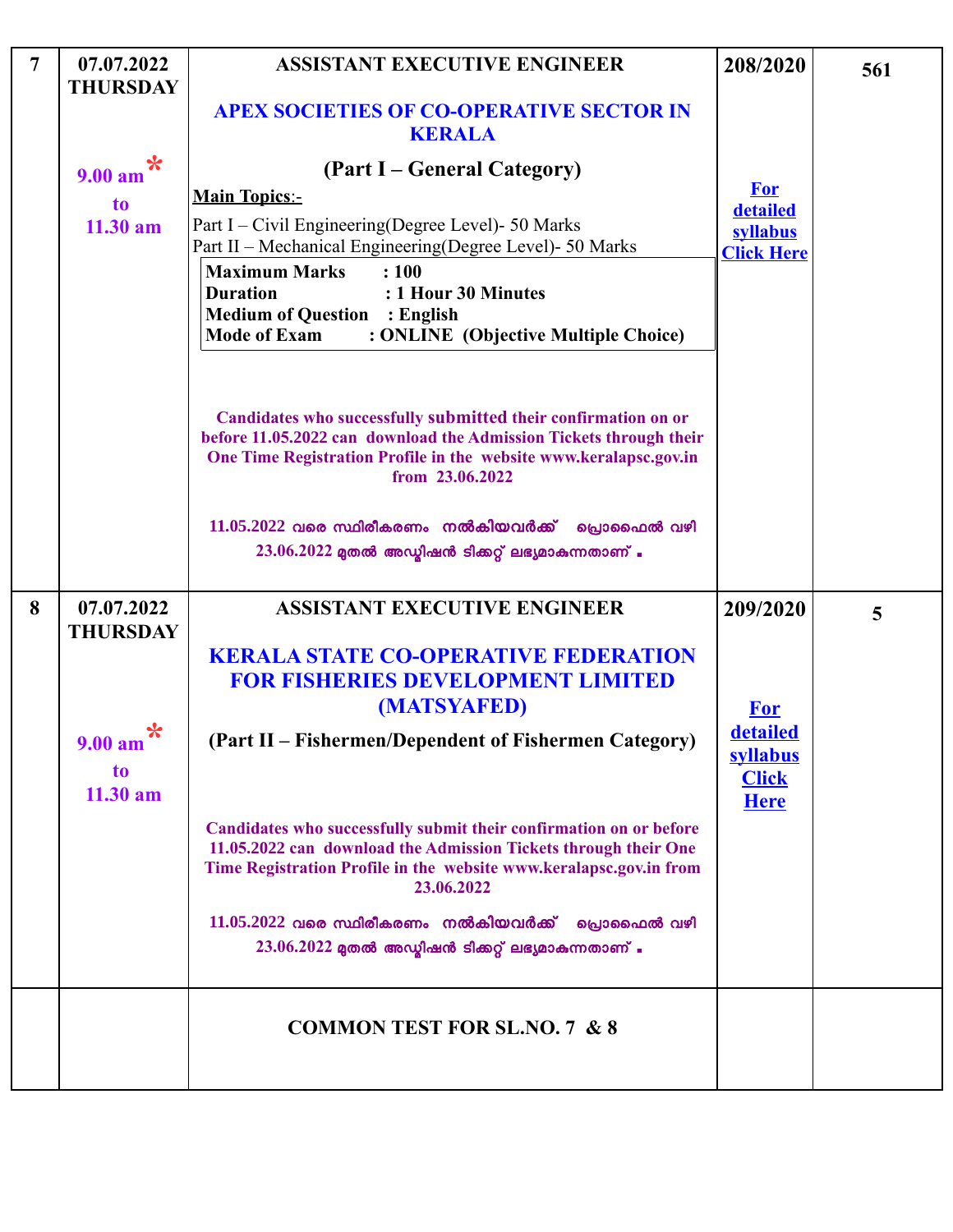| 7 | 07.07.2022 THURSDAY<br><br>9.00 am* to 11.30 am | **ASSISTANT EXECUTIVE ENGINEER**<br><br>**APEX SOCIETIES OF CO-OPERATIVE SECTOR IN KERALA**<br><br>**(Part I – General Category)**<br><br>**Main Topics**:-<br>Part I – Civil Engineering(Degree Level)- 50 Marks<br>Part II – Mechanical Engineering(Degree Level)- 50 Marks<br><br>**Maximum Marks : 100**<br>**Duration : 1 Hour 30 Minutes**<br>**Medium of Question : English**<br>**Mode of Exam : ONLINE (Objective Multiple Choice)**<br><br>**Candidates who successfully submitted their confirmation on or before 11.05.2022 can download the Admission Tickets through their One Time Registration Profile in the website www.keralapsc.gov.in from 23.06.2022**<br><br>11.05.2022 വരെ സ്ഥിരീകരണം നൽകിയവർക്ക് പ്രൊഫൈൽ വഴി 23.06.2022 മുതൽ അഡ്മിഷൻ ടിക്കറ്റ് ലഭ്യമാകുന്നതാണ് . | 208/2020<br><br>For detailed syllabus Click Here | 561 |
|---|---|---|---|---|
| 8 | 07.07.2022 THURSDAY<br><br>9.00 am* to 11.30 am | **ASSISTANT EXECUTIVE ENGINEER**<br><br>**KERALA STATE CO-OPERATIVE FEDERATION FOR FISHERIES DEVELOPMENT LIMITED (MATSYAFED)**<br><br>**(Part II – Fishermen/Dependent of Fishermen Category)**<br><br>**Candidates who successfully submit their confirmation on or before 11.05.2022 can download the Admission Tickets through their One Time Registration Profile in the website www.keralapsc.gov.in from 23.06.2022**<br><br>11.05.2022 വരെ സ്ഥിരീകരണം നൽകിയവർക്ക് പ്രൊഫൈൽ വഴി 23.06.2022 മുതൽ അഡ്മിഷൻ ടിക്കറ്റ് ലഭ്യമാകുന്നതാണ് . | 209/2020<br><br>For detailed syllabus Click Here | 5 |
| | | **COMMON TEST FOR SL.NO. 7 & 8** | | |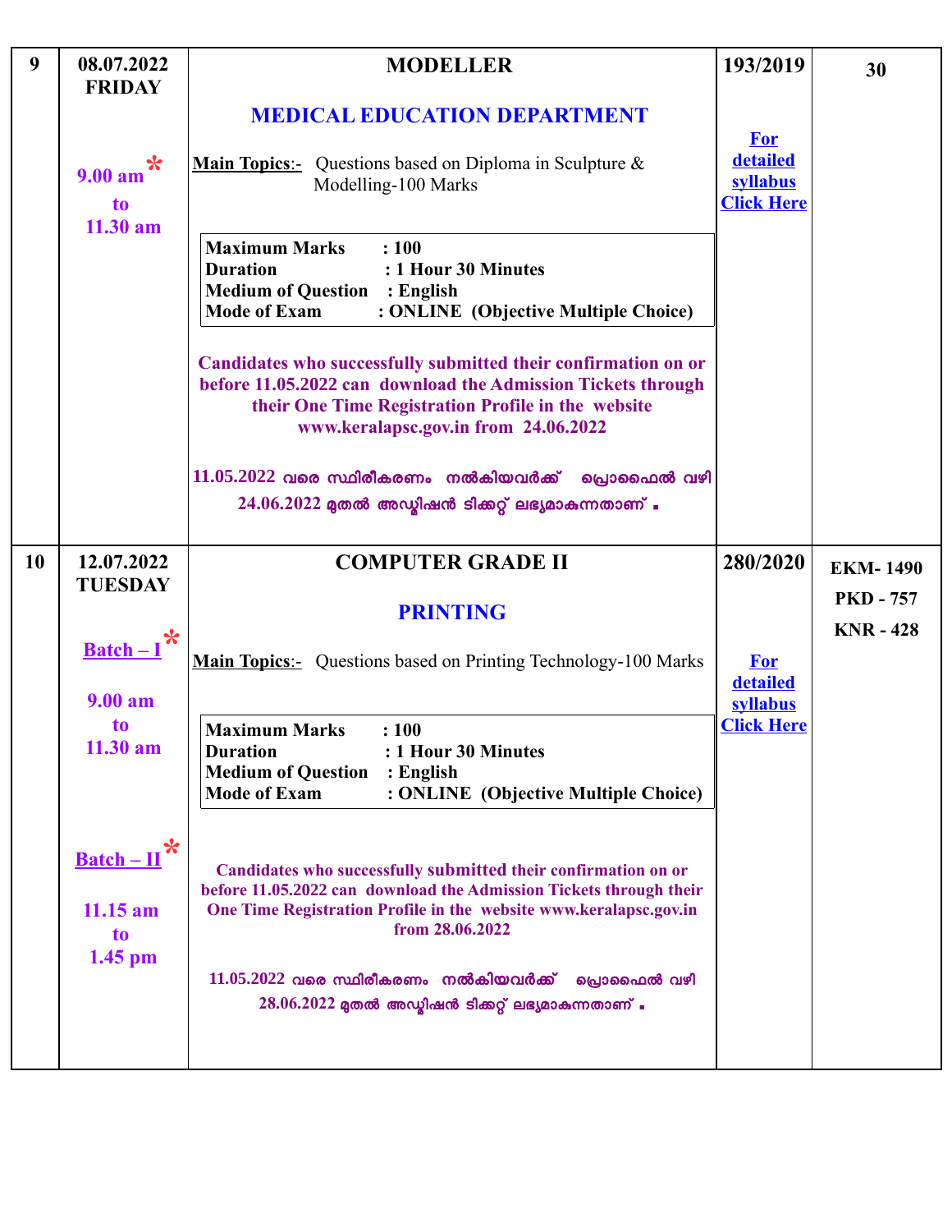| | | | | |
|---|---|---|---|---|
| 9 | 08.07.2022<br>FRIDAY<br><br>9.00 am*<br>to<br>11.30 am | **MODELLER**<br><br>**MEDICAL EDUCATION DEPARTMENT**<br><br>**Main Topics**:- Questions based on Diploma in Sculpture & Modelling-100 Marks<br><br>**Maximum Marks : 100**<br>**Duration : 1 Hour 30 Minutes**<br>**Medium of Question : English**<br>**Mode of Exam : ONLINE (Objective Multiple Choice)**<br><br>**Candidates who successfully submitted their confirmation on or before 11.05.2022 can download the Admission Tickets through their One Time Registration Profile in the website www.keralapsc.gov.in from 24.06.2022**<br><br>11.05.2022 വരെ സ്ഥിരീകരണം നൽകിയവർക്ക് പ്രൊഫൈൽ വഴി 24.06.2022 മുതൽ അഡ്മിഷൻ ടിക്കറ്റ് ലഭ്യമാകുന്നതാണ്. | 193/2019<br><br>For detailed syllabus Click Here | 30 |
| 10 | 12.07.2022<br>TUESDAY<br><br>Batch – I*<br><br>9.00 am<br>to<br>11.30 am<br><br>Batch – II*<br><br>11.15 am<br>to<br>1.45 pm | **COMPUTER GRADE II**<br><br>**PRINTING**<br><br>**Main Topics**:- Questions based on Printing Technology-100 Marks<br><br>**Maximum Marks : 100**<br>**Duration : 1 Hour 30 Minutes**<br>**Medium of Question : English**<br>**Mode of Exam : ONLINE (Objective Multiple Choice)**<br><br>**Candidates who successfully submitted their confirmation on or before 11.05.2022 can download the Admission Tickets through their One Time Registration Profile in the website www.keralapsc.gov.in from 28.06.2022**<br><br>11.05.2022 വരെ സ്ഥിരീകരണം നൽകിയവർക്ക് പ്രൊഫൈൽ വഴി 28.06.2022 മുതൽ അഡ്മിഷൻ ടിക്കറ്റ് ലഭ്യമാകുന്നതാണ്. | 280/2020<br><br>For detailed syllabus Click Here | EKM- 1490<br>PKD - 757<br>KNR - 428 |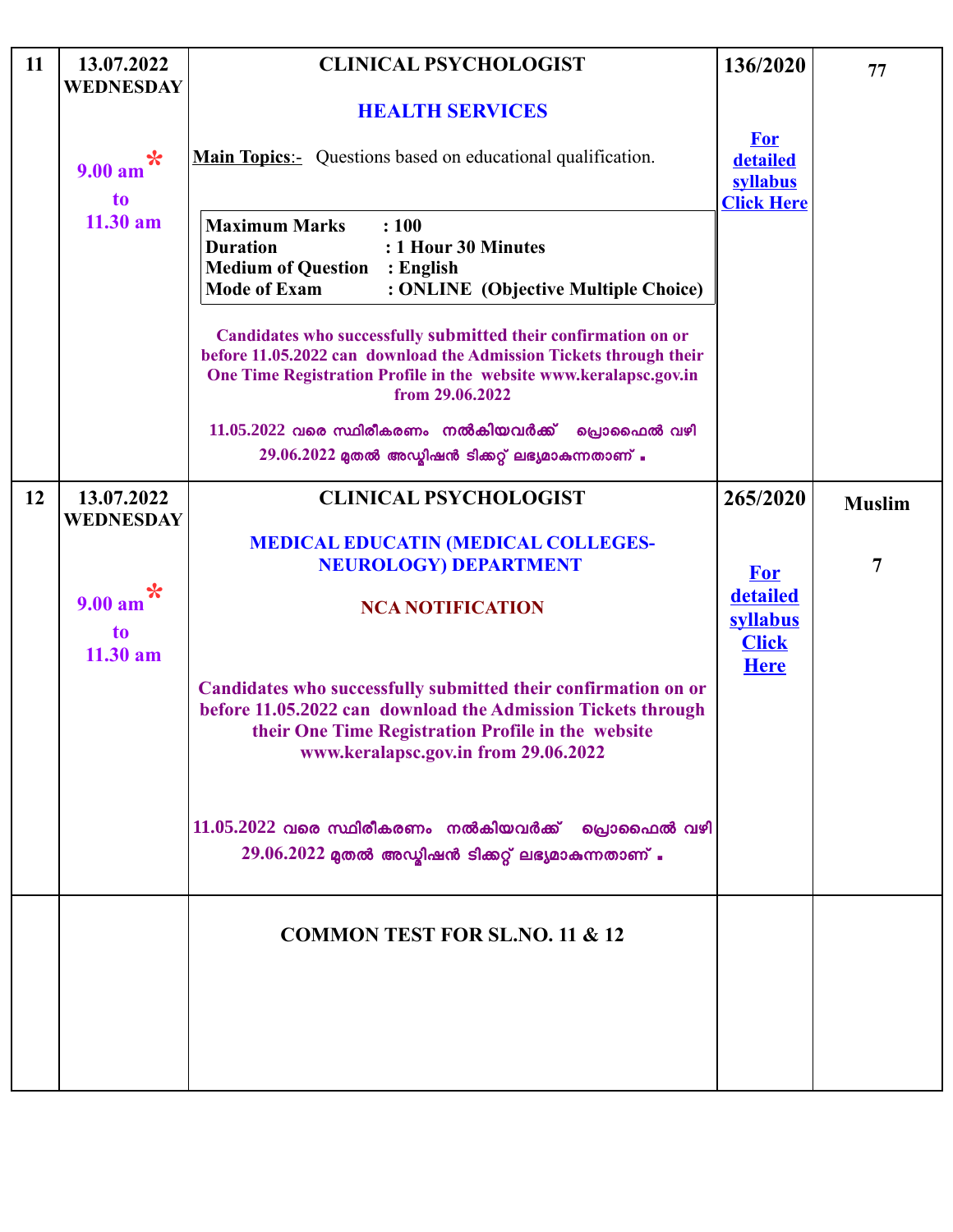| 11 | 13.07.2022 WEDNESDAY<br><br>9.00 am * to 11.30 am | **CLINICAL PSYCHOLOGIST**<br><br>**HEALTH SERVICES**<br><br>**Main Topics**:- Questions based on educational qualification.<br><br>**Maximum Marks : 100**<br>**Duration : 1 Hour 30 Minutes**<br>**Medium of Question : English**<br>**Mode of Exam : ONLINE (Objective Multiple Choice)**<br><br>Candidates who successfully submitted their confirmation on or before 11.05.2022 can download the Admission Tickets through their One Time Registration Profile in the website www.keralapsc.gov.in from 29.06.2022<br><br>11.05.2022 വരെ സ്ഥിരീകരണം നൽകിയവർക്ക് പ്രൊഫൈൽ വഴി 29.06.2022 മുതൽ അഡ്മിഷൻ ടിക്കറ്റ് ലഭ്യമാകുന്നതാണ് . | 136/2020<br><br>For detailed syllabus Click Here | 77 |
|---|---|---|---|---|
| 12 | 13.07.2022 WEDNESDAY<br><br>9.00 am * to 11.30 am | **CLINICAL PSYCHOLOGIST**<br><br>**MEDICAL EDUCATIN (MEDICAL COLLEGES-NEUROLOGY) DEPARTMENT**<br><br>**NCA NOTIFICATION**<br><br>Candidates who successfully submitted their confirmation on or before 11.05.2022 can download the Admission Tickets through their One Time Registration Profile in the website www.keralapsc.gov.in from 29.06.2022<br><br>11.05.2022 വരെ സ്ഥിരീകരണം നൽകിയവർക്ക് പ്രൊഫൈൽ വഴി 29.06.2022 മുതൽ അഡ്മിഷൻ ടിക്കറ്റ് ലഭ്യമാകുന്നതാണ് . | 265/2020<br><br>For detailed syllabus Click Here | Muslim<br><br>7 |
| | | **COMMON TEST FOR SL.NO. 11 & 12** | | |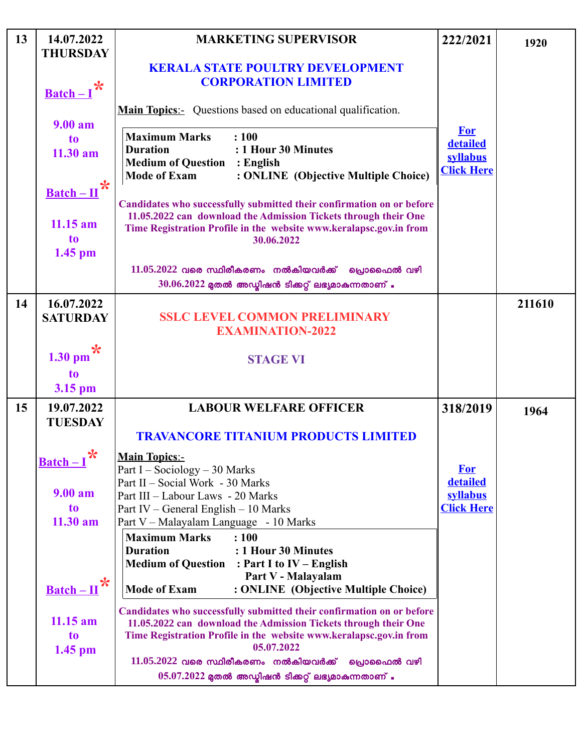| 13 | 14.07.2022 THURSDAY<br><br>Batch – I*<br><br>9.00 am to 11.30 am<br><br>Batch – II*<br><br>11.15 am to 1.45 pm | **MARKETING SUPERVISOR**<br><br>**KERALA STATE POULTRY DEVELOPMENT CORPORATION LIMITED**<br><br>**Main Topics**:- Questions based on educational qualification.<br><br>**Maximum Marks : 100**<br>**Duration : 1 Hour 30 Minutes**<br>**Medium of Question : English**<br>**Mode of Exam : ONLINE (Objective Multiple Choice)**<br><br>**Candidates who successfully submitted their confirmation on or before 11.05.2022 can download the Admission Tickets through their One Time Registration Profile in the website www.keralapsc.gov.in from 30.06.2022**<br><br>**11.05.2022 വരെ സ്ഥിരീകരണം നൽകിയവർക്ക് പ്രൊഫൈൽ വഴി 30.06.2022 മുതൽ അഡ്മിഷൻ ടിക്കറ്റ് ലഭ്യമാകുന്നതാണ്.** | **222/2021**<br><br>For detailed syllabus Click Here | **1920** |
|---|---|---|---|---|
| 14 | 16.07.2022 SATURDAY<br><br>1.30 pm* to 3.15 pm | **SSLC LEVEL COMMON PRELIMINARY EXAMINATION-2022**<br><br>**STAGE VI** | | **211610** |
| 15 | 19.07.2022 TUESDAY<br><br>Batch – I*<br><br>9.00 am to 11.30 am<br><br>Batch – II*<br><br>11.15 am to 1.45 pm | **LABOUR WELFARE OFFICER**<br><br>**TRAVANCORE TITANIUM PRODUCTS LIMITED**<br><br>**Main Topics**:-<br>Part I – Sociology – 30 Marks<br>Part II – Social Work - 30 Marks<br>Part III – Labour Laws - 20 Marks<br>Part IV – General English – 10 Marks<br>Part V – Malayalam Language - 10 Marks<br><br>**Maximum Marks : 100**<br>**Duration : 1 Hour 30 Minutes**<br>**Medium of Question : Part I to IV – English**<br>**Part V - Malayalam**<br>**Mode of Exam : ONLINE (Objective Multiple Choice)**<br><br>**Candidates who successfully submitted their confirmation on or before 11.05.2022 can download the Admission Tickets through their One Time Registration Profile in the website www.keralapsc.gov.in from 05.07.2022**<br><br>**11.05.2022 വരെ സ്ഥിരീകരണം നൽകിയവർക്ക് പ്രൊഫൈൽ വഴി 05.07.2022 മുതൽ അഡ്മിഷൻ ടിക്കറ്റ് ലഭ്യമാകുന്നതാണ്.** | **318/2019**<br><br>For detailed syllabus Click Here | **1964** |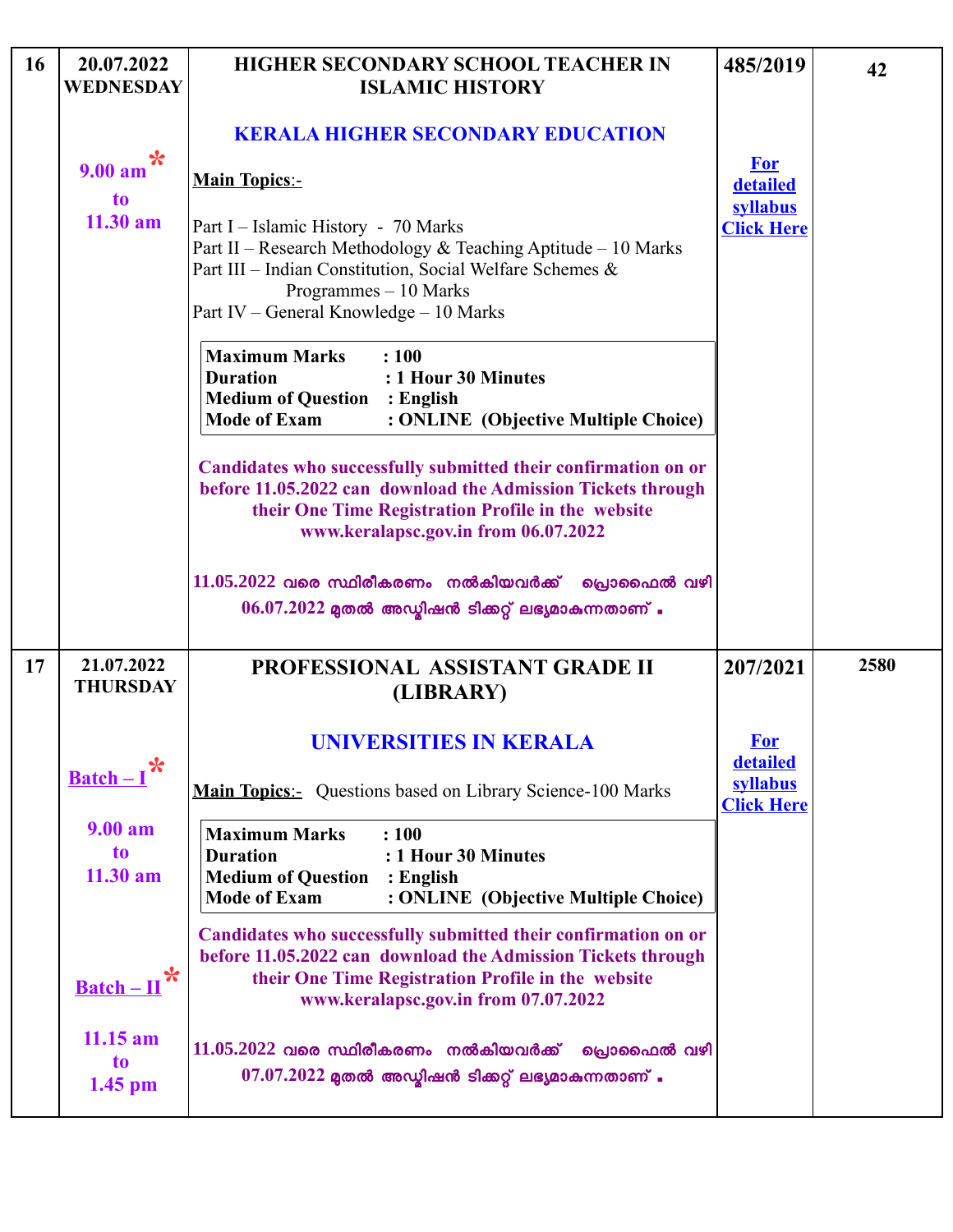| | | | | |
|---|---|---|---|---|
| 16 | 20.07.2022 WEDNESDAY<br><br>9.00 am* to 11.30 am | **HIGHER SECONDARY SCHOOL TEACHER IN ISLAMIC HISTORY**<br><br>**KERALA HIGHER SECONDARY EDUCATION**<br><br>**Main Topics**:-<br><br>Part I – Islamic History - 70 Marks<br>Part II – Research Methodology & Teaching Aptitude – 10 Marks<br>Part III – Indian Constitution, Social Welfare Schemes & Programmes – 10 Marks<br>Part IV – General Knowledge – 10 Marks<br><br>**Maximum Marks : 100**<br>**Duration : 1 Hour 30 Minutes**<br>**Medium of Question : English**<br>**Mode of Exam : ONLINE (Objective Multiple Choice)**<br><br>**Candidates who successfully submitted their confirmation on or before 11.05.2022 can download the Admission Tickets through their One Time Registration Profile in the website www.keralapsc.gov.in from 06.07.2022**<br><br>11.05.2022 വരെ സ്ഥിരീകരണം നൽകിയവർക്ക് പ്രൊഫൈൽ വഴി 06.07.2022 മുതൽ അഡ്മിഷൻ ടിക്കറ്റ് ലഭ്യമാകുന്നതാണ്. | **485/2019**<br><br>**For detailed syllabus Click Here** | **42** |
| 17 | 21.07.2022 THURSDAY<br><br>Batch – I*<br>9.00 am to 11.30 am<br><br>Batch – II*<br>11.15 am to 1.45 pm | **PROFESSIONAL ASSISTANT GRADE II (LIBRARY)**<br><br>**UNIVERSITIES IN KERALA**<br><br>**Main Topics**:- Questions based on Library Science-100 Marks<br><br>**Maximum Marks : 100**<br>**Duration : 1 Hour 30 Minutes**<br>**Medium of Question : English**<br>**Mode of Exam : ONLINE (Objective Multiple Choice)**<br><br>**Candidates who successfully submitted their confirmation on or before 11.05.2022 can download the Admission Tickets through their One Time Registration Profile in the website www.keralapsc.gov.in from 07.07.2022**<br><br>11.05.2022 വരെ സ്ഥിരീകരണം നൽകിയവർക്ക് പ്രൊഫൈൽ വഴി 07.07.2022 മുതൽ അഡ്മിഷൻ ടിക്കറ്റ് ലഭ്യമാകുന്നതാണ്. | **207/2021**<br><br>**For detailed syllabus Click Here** | **2580** |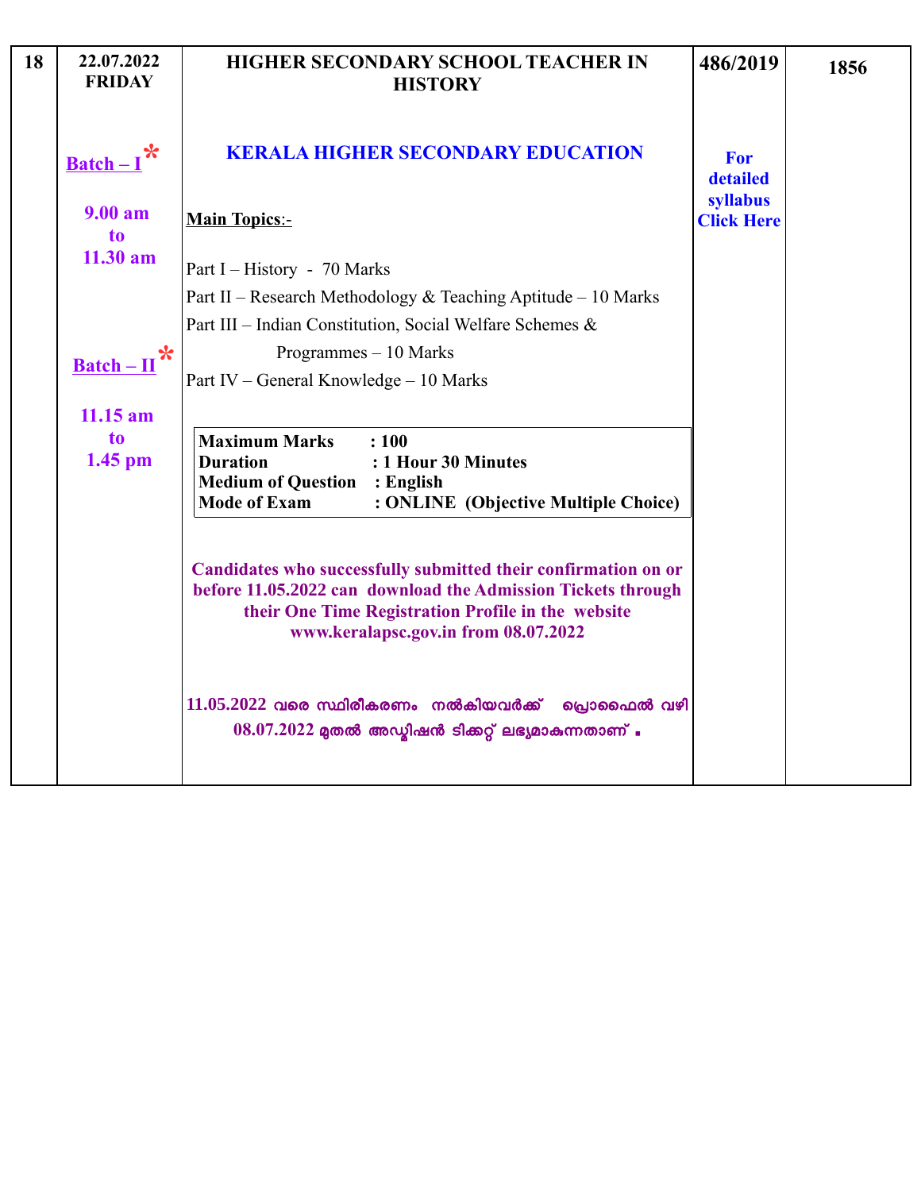| 18 | 22.07.2022 FRIDAY<br><br>**Batch – I** *<br><br>**9.00 am to 11.30 am**<br><br>**Batch – II** *<br><br>**11.15 am to 1.45 pm** | **HIGHER SECONDARY SCHOOL TEACHER IN HISTORY**<br><br>**KERALA HIGHER SECONDARY EDUCATION**<br><br>**Main Topics**:-<br><br>Part I – History - 70 Marks<br>Part II – Research Methodology & Teaching Aptitude – 10 Marks<br>Part III – Indian Constitution, Social Welfare Schemes & Programmes – 10 Marks<br>Part IV – General Knowledge – 10 Marks<br><br>**Maximum Marks : 100**<br>**Duration : 1 Hour 30 Minutes**<br>**Medium of Question : English**<br>**Mode of Exam : ONLINE (Objective Multiple Choice)**<br><br>**Candidates who successfully submitted their confirmation on or before 11.05.2022 can download the Admission Tickets through their One Time Registration Profile in the website www.keralapsc.gov.in from 08.07.2022**<br><br>11.05.2022 വരെ സ്ഥിരീകരണം നൽകിയവർക്ക് പ്രൊഫൈൽ വഴി 08.07.2022 മുതൽ അഡ്മിഷൻ ടിക്കറ്റ് ലഭ്യമാകുന്നതാണ് . | **486/2019**<br><br>**For detailed syllabus Click Here** | **1856** |
|---|---|---|---|---|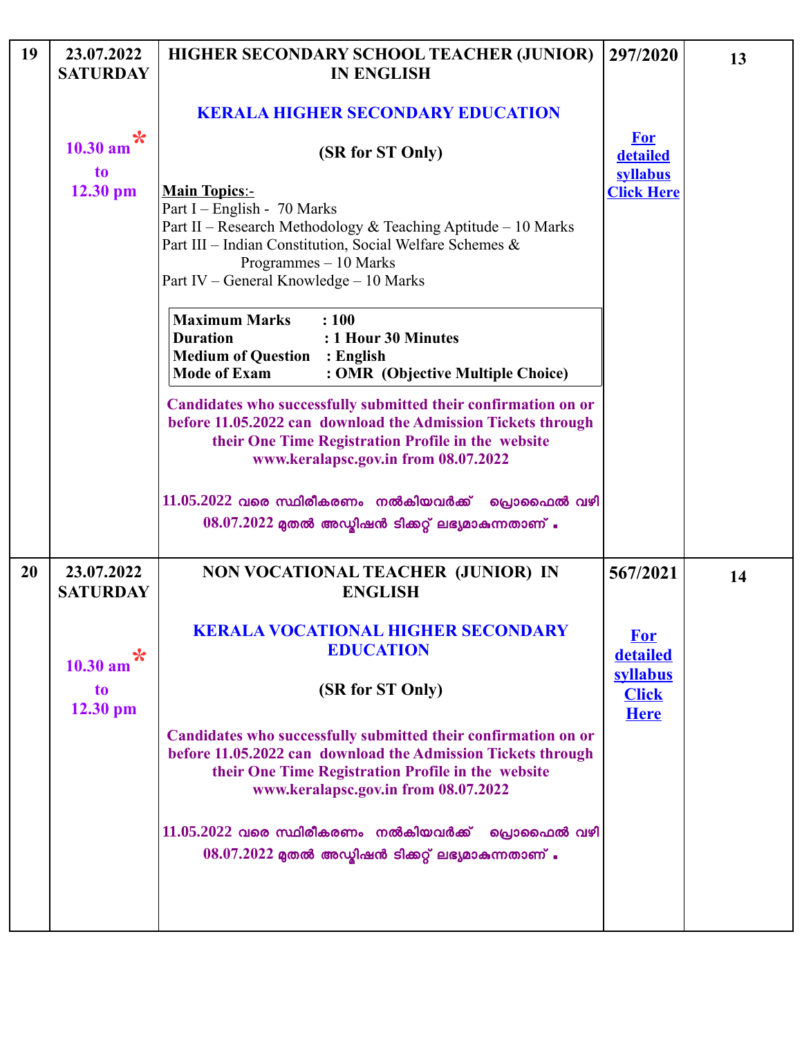| | | | | |
|---|---|---|---|---|
| 19 | 23.07.2022 SATURDAY<br><br>10.30 am * to 12.30 pm | **HIGHER SECONDARY SCHOOL TEACHER (JUNIOR) IN ENGLISH**<br><br>**KERALA HIGHER SECONDARY EDUCATION**<br><br>**(SR for ST Only)**<br><br>**Main Topics**:-<br>Part I – English - 70 Marks<br>Part II – Research Methodology & Teaching Aptitude – 10 Marks<br>Part III – Indian Constitution, Social Welfare Schemes & Programmes – 10 Marks<br>Part IV – General Knowledge – 10 Marks<br><br>**Maximum Marks : 100**<br>**Duration : 1 Hour 30 Minutes**<br>**Medium of Question : English**<br>**Mode of Exam : OMR (Objective Multiple Choice)**<br><br>**Candidates who successfully submitted their confirmation on or before 11.05.2022 can download the Admission Tickets through their One Time Registration Profile in the website www.keralapsc.gov.in from 08.07.2022**<br><br>11.05.2022 വരെ സ്ഥിരീകരണം നൽകിയവർക്ക് പ്രൊഫൈൽ വഴി 08.07.2022 മുതൽ അഡ്മിഷൻ ടിക്കറ്റ് ലഭ്യമാകുന്നതാണ് . | 297/2020<br><br>For detailed syllabus Click Here | 13 |
| 20 | 23.07.2022 SATURDAY<br><br>10.30 am * to 12.30 pm | **NON VOCATIONAL TEACHER (JUNIOR) IN ENGLISH**<br><br>**KERALA VOCATIONAL HIGHER SECONDARY EDUCATION**<br><br>**(SR for ST Only)**<br><br>**Candidates who successfully submitted their confirmation on or before 11.05.2022 can download the Admission Tickets through their One Time Registration Profile in the website www.keralapsc.gov.in from 08.07.2022**<br><br>11.05.2022 വരെ സ്ഥിരീകരണം നൽകിയവർക്ക് പ്രൊഫൈൽ വഴി 08.07.2022 മുതൽ അഡ്മിഷൻ ടിക്കറ്റ് ലഭ്യമാകുന്നതാണ് . | 567/2021<br><br>For detailed syllabus Click Here | 14 |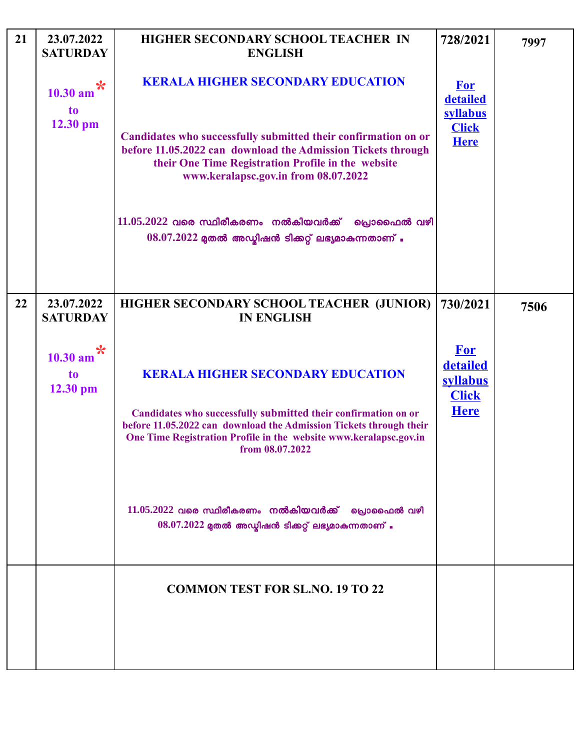| 21 | 23.07.2022 SATURDAY<br><br>10.30 am *<br>to<br>12.30 pm | HIGHER SECONDARY SCHOOL TEACHER IN ENGLISH<br><br>KERALA HIGHER SECONDARY EDUCATION<br><br>Candidates who successfully submitted their confirmation on or before 11.05.2022 can download the Admission Tickets through their One Time Registration Profile in the website www.keralapsc.gov.in from 08.07.2022<br><br>11.05.2022 വരെ സ്ഥിരീകരണം നൽകിയവർക്ക് പ്രൊഫൈൽ വഴി 08.07.2022 മുതൽ അഡ്മിഷൻ ടിക്കറ്റ് ലഭ്യമാകുന്നതാണ് . | 728/2021<br><br>For detailed syllabus Click Here | 7997 |
|---|---|---|---|---|
| 22 | 23.07.2022 SATURDAY<br><br>10.30 am *<br>to<br>12.30 pm | HIGHER SECONDARY SCHOOL TEACHER (JUNIOR) IN ENGLISH<br><br>KERALA HIGHER SECONDARY EDUCATION<br><br>Candidates who successfully submitted their confirmation on or before 11.05.2022 can download the Admission Tickets through their One Time Registration Profile in the website www.keralapsc.gov.in from 08.07.2022<br><br>11.05.2022 വരെ സ്ഥിരീകരണം നൽകിയവർക്ക് പ്രൊഫൈൽ വഴി 08.07.2022 മുതൽ അഡ്മിഷൻ ടിക്കറ്റ് ലഭ്യമാകുന്നതാണ് . | 730/2021<br><br>For detailed syllabus Click Here | 7506 |
| | | COMMON TEST FOR SL.NO. 19 TO 22 | | |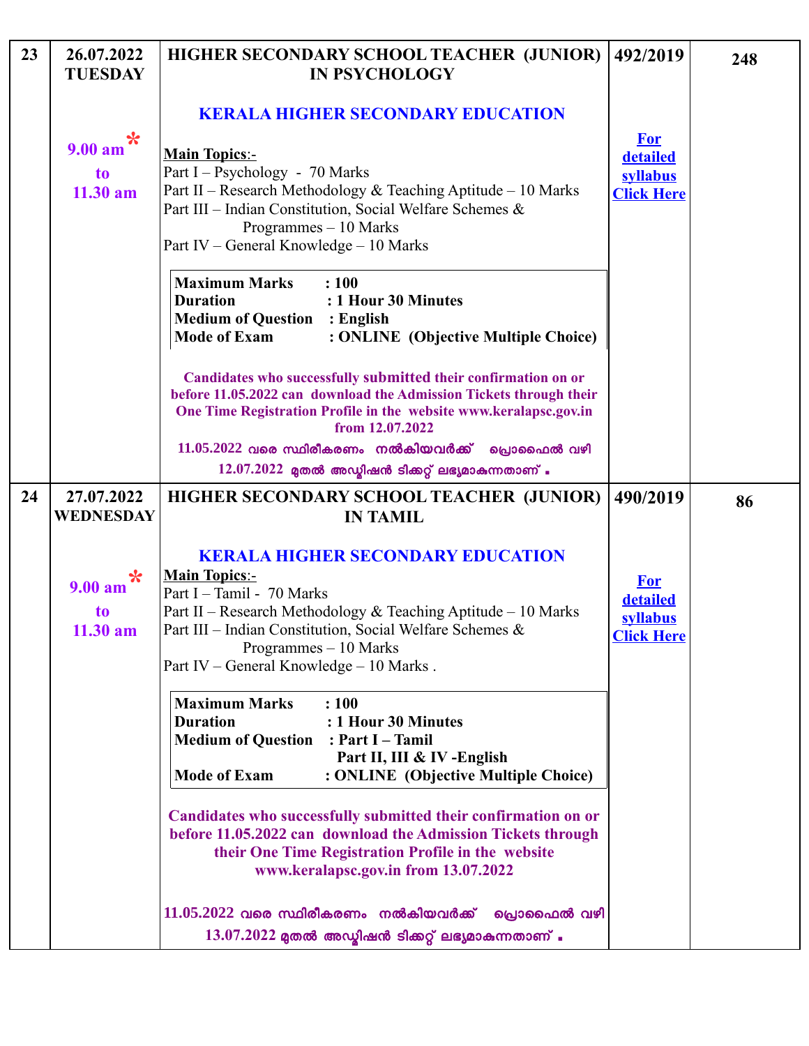| 23 | 26.07.2022 TUESDAY<br><br>9.00 am * to 11.30 am | **HIGHER SECONDARY SCHOOL TEACHER (JUNIOR) IN PSYCHOLOGY**<br><br>**KERALA HIGHER SECONDARY EDUCATION**<br><br>**Main Topics**:-<br>Part I – Psychology - 70 Marks<br>Part II – Research Methodology & Teaching Aptitude – 10 Marks<br>Part III – Indian Constitution, Social Welfare Schemes & Programmes – 10 Marks<br>Part IV – General Knowledge – 10 Marks<br><br>**Maximum Marks : 100**<br>**Duration : 1 Hour 30 Minutes**<br>**Medium of Question : English**<br>**Mode of Exam : ONLINE (Objective Multiple Choice)**<br><br>**Candidates who successfully submitted their confirmation on or before 11.05.2022 can download the Admission Tickets through their One Time Registration Profile in the website www.keralapsc.gov.in from 12.07.2022**<br><br>11.05.2022 വരെ സ്ഥിരീകരണം നൽകിയവർക്ക് പ്രൊഫൈൽ വഴി 12.07.2022 മുതൽ അഡ്മിഷൻ ടിക്കറ്റ് ലഭ്യമാകുന്നതാണ് . | 492/2019<br><br>For detailed syllabus Click Here | 248 |
|---|---|---|---|---|
| 24 | 27.07.2022 WEDNESDAY<br><br>9.00 am * to 11.30 am | **HIGHER SECONDARY SCHOOL TEACHER (JUNIOR) IN TAMIL**<br><br>**KERALA HIGHER SECONDARY EDUCATION**<br><br>**Main Topics**:-<br>Part I – Tamil - 70 Marks<br>Part II – Research Methodology & Teaching Aptitude – 10 Marks<br>Part III – Indian Constitution, Social Welfare Schemes & Programmes – 10 Marks<br>Part IV – General Knowledge – 10 Marks .<br><br>**Maximum Marks : 100**<br>**Duration : 1 Hour 30 Minutes**<br>**Medium of Question : Part I – Tamil**<br>**Part II, III & IV -English**<br>**Mode of Exam : ONLINE (Objective Multiple Choice)**<br><br>**Candidates who successfully submitted their confirmation on or before 11.05.2022 can download the Admission Tickets through their One Time Registration Profile in the website www.keralapsc.gov.in from 13.07.2022**<br><br>11.05.2022 വരെ സ്ഥിരീകരണം നൽകിയവർക്ക് പ്രൊഫൈൽ വഴി 13.07.2022 മുതൽ അഡ്മിഷൻ ടിക്കറ്റ് ലഭ്യമാകുന്നതാണ് . | 490/2019<br><br>For detailed syllabus Click Here | 86 |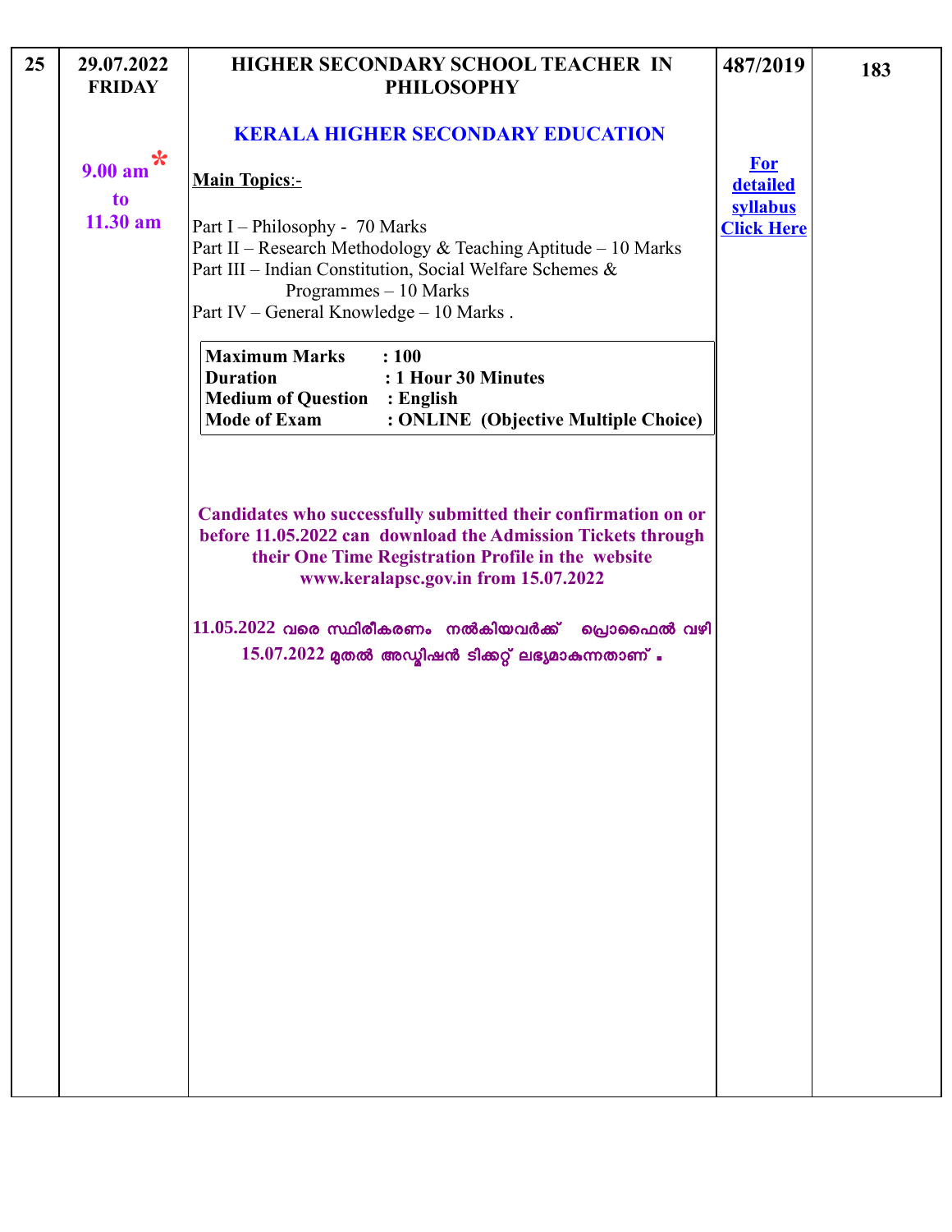| 25 | 29.07.2022 FRIDAY<br><br>9.00 am* to 11.30 am | **HIGHER SECONDARY SCHOOL TEACHER IN PHILOSOPHY**<br><br>**KERALA HIGHER SECONDARY EDUCATION**<br><br>**Main Topics**:-<br><br>Part I – Philosophy - 70 Marks<br>Part II – Research Methodology & Teaching Aptitude – 10 Marks<br>Part III – Indian Constitution, Social Welfare Schemes & Programmes – 10 Marks<br>Part IV – General Knowledge – 10 Marks .<br><br>**Maximum Marks : 100**<br>**Duration : 1 Hour 30 Minutes**<br>**Medium of Question : English**<br>**Mode of Exam : ONLINE (Objective Multiple Choice)**<br><br>**Candidates who successfully submitted their confirmation on or before 11.05.2022 can download the Admission Tickets through their One Time Registration Profile in the website www.keralapsc.gov.in from 15.07.2022**<br><br>11.05.2022 വരെ സ്ഥിരീകരണം നൽകിയവർക്ക് പ്രൊഫൈൽ വഴി 15.07.2022 മുതൽ അഡ്മിഷൻ ടിക്കറ്റ് ലഭ്യമാകുന്നതാണ് . | 487/2019<br><br>**For detailed syllabus Click Here** | 183 |
|---|---|---|---|---|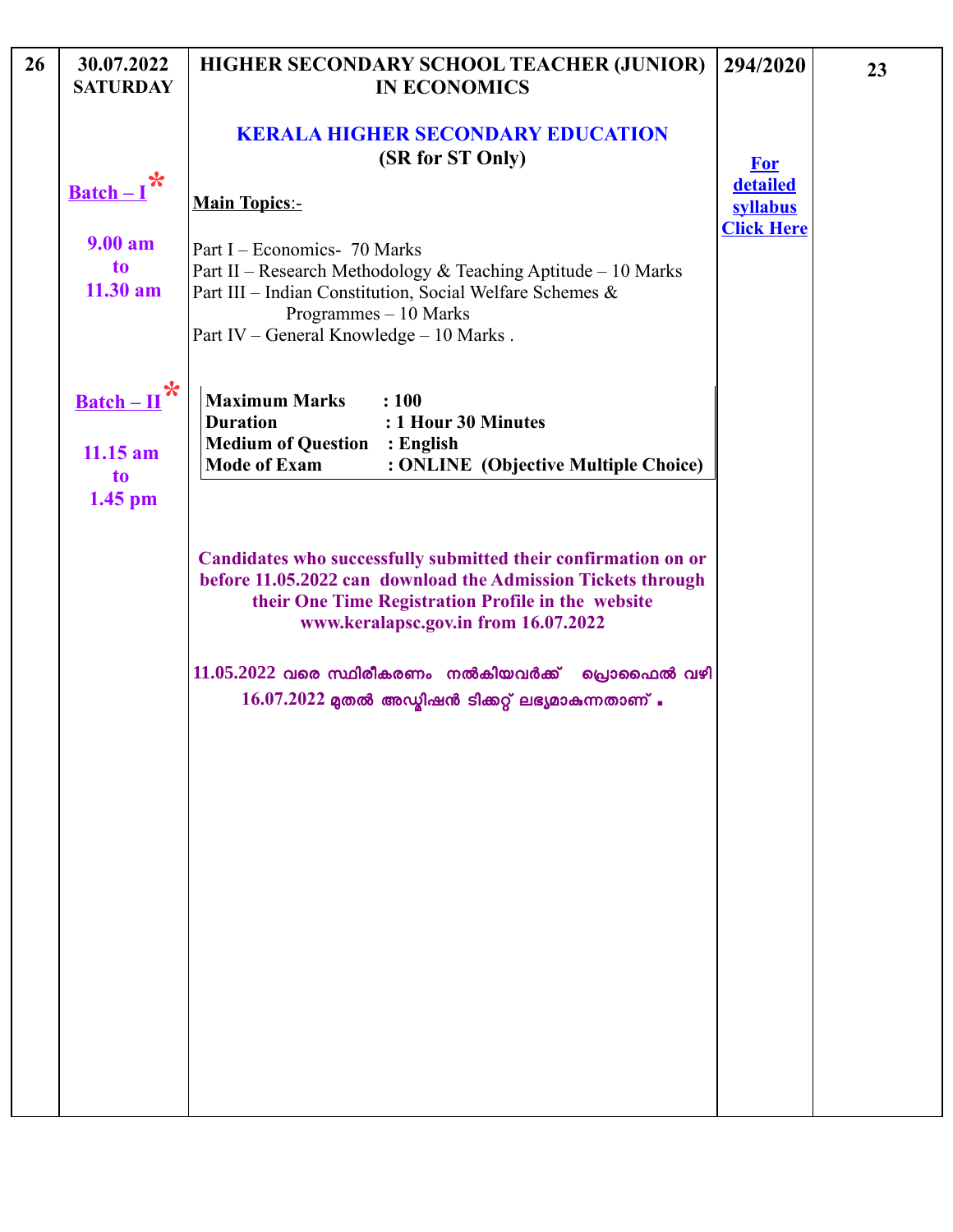| 26 | 30.07.2022 SATURDAY<br><br>**Batch – I** *<br><br>9.00 am to 11.30 am<br><br>**Batch – II** *<br><br>11.15 am to 1.45 pm | **HIGHER SECONDARY SCHOOL TEACHER (JUNIOR) IN ECONOMICS**<br><br>**KERALA HIGHER SECONDARY EDUCATION (SR for ST Only)**<br><br>**Main Topics**:-<br><br>Part I – Economics- 70 Marks<br>Part II – Research Methodology & Teaching Aptitude – 10 Marks<br>Part III – Indian Constitution, Social Welfare Schemes & Programmes – 10 Marks<br>Part IV – General Knowledge – 10 Marks .<br><br>**Maximum Marks : 100**<br>**Duration : 1 Hour 30 Minutes**<br>**Medium of Question : English**<br>**Mode of Exam : ONLINE (Objective Multiple Choice)**<br><br>**Candidates who successfully submitted their confirmation on or before 11.05.2022 can download the Admission Tickets through their One Time Registration Profile in the website www.keralapsc.gov.in from 16.07.2022**<br><br>11.05.2022 വരെ സ്ഥിരീകരണം നൽകിയവർക്ക് പ്രൊഫൈൽ വഴി 16.07.2022 മുതൽ അഡ്മിഷൻ ടിക്കറ്റ് ലഭ്യമാകുന്നതാണ് . | **294/2020**<br><br>For detailed syllabus Click Here | 23 |
|---|---|---|---|---|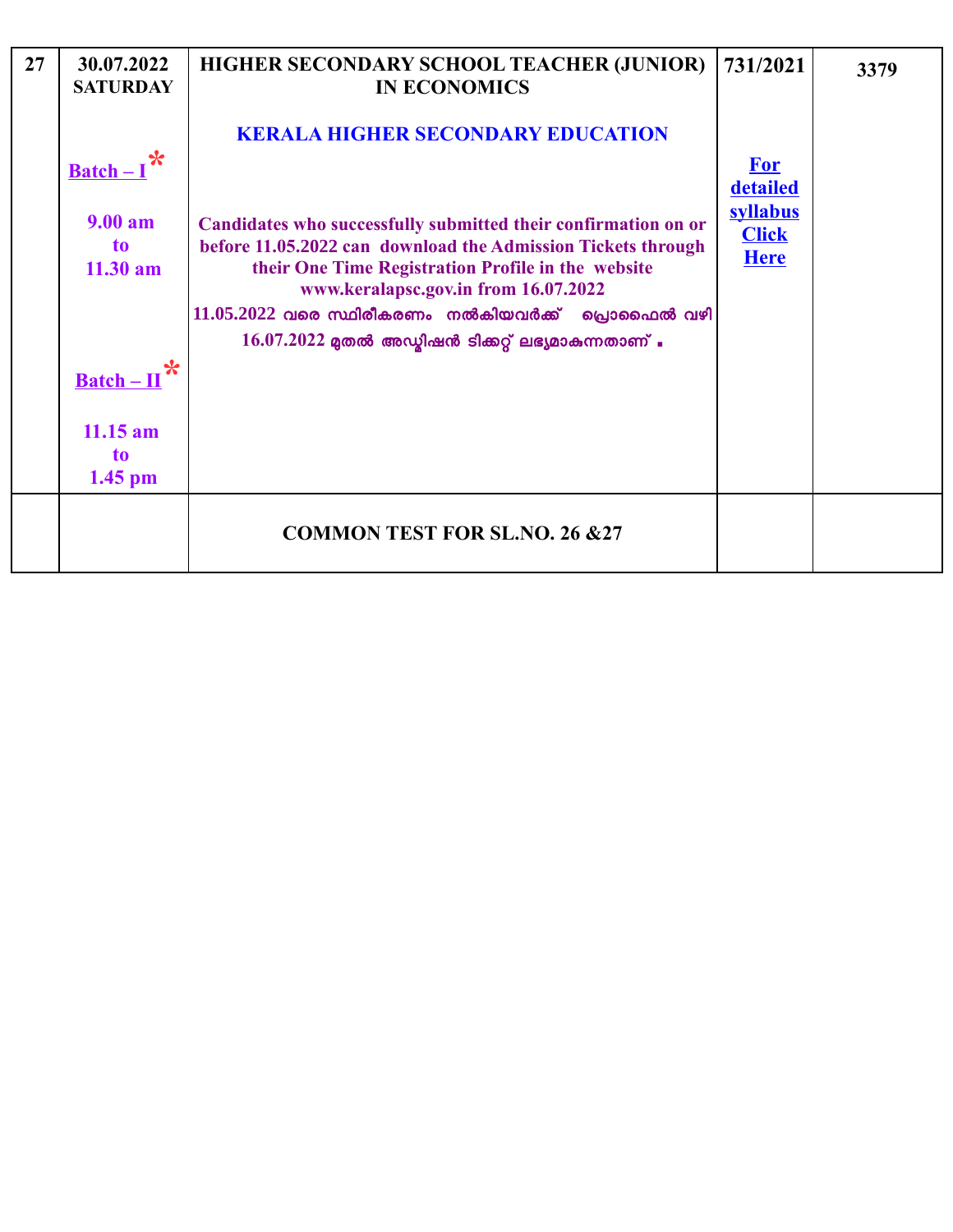| 27 | 30.07.2022 SATURDAY<br><br>Batch – I *<br><br>9.00 am to 11.30 am<br><br>Batch – II *<br><br>11.15 am to 1.45 pm | **HIGHER SECONDARY SCHOOL TEACHER (JUNIOR) IN ECONOMICS**<br><br>**KERALA HIGHER SECONDARY EDUCATION**<br><br>Candidates who successfully submitted their confirmation on or before 11.05.2022 can download the Admission Tickets through their One Time Registration Profile in the website www.keralapsc.gov.in from 16.07.2022<br>11.05.2022 വരെ സ്ഥിരീകരണം നൽകിയവർക്ക് പ്രൊഫൈൽ വഴി 16.07.2022 മുതൽ അഡ്മിഷൻ ടിക്കറ്റ് ലഭ്യമാകുന്നതാണ് . | 731/2021<br><br>For detailed syllabus Click Here | 3379 |
|---|---|---|---|---|
| | | **COMMON TEST FOR SL.NO. 26 &27** | | |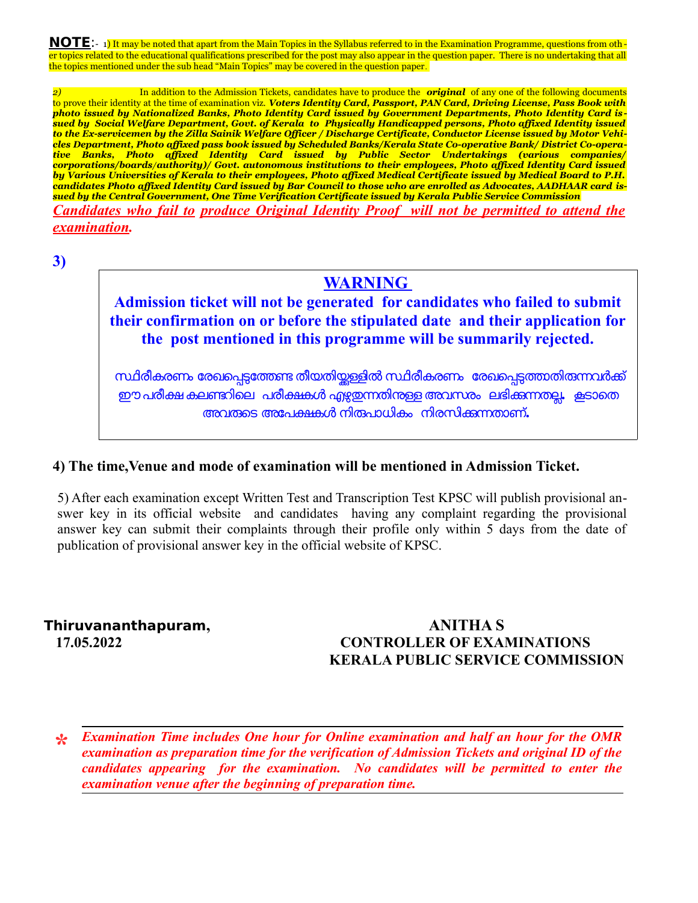**NOTE**:- 1) It may be noted that apart from the Main Topics in the Syllabus referred to in the Examination Programme, questions from other topics related to the educational qualifications prescribed for the post may also appear in the question paper. There is no undertaking that all the topics mentioned under the sub head "Main Topics" may be covered in the question paper.

2) In addition to the Admission Tickets, candidates have to produce the ***original*** of any one of the following documents to prove their identity at the time of examination viz. ***Voters Identity Card, Passport, PAN Card, Driving License, Pass Book with photo issued by Nationalized Banks, Photo Identity Card issued by Government Departments, Photo Identity Card issued by Social Welfare Department, Govt. of Kerala to Physically Handicapped persons, Photo affixed Identity issued to the Ex-servicemen by the Zilla Sainik Welfare Officer / Discharge Certificate, Conductor License issued by Motor Vehicles Department, Photo affixed pass book issued by Scheduled Banks/Kerala State Co-operative Bank/ District Co-operative Banks, Photo affixed Identity Card issued by Public Sector Undertakings (various companies/ corporations/boards/authority)/ Govt. autonomous institutions to their employees, Photo affixed Identity Card issued by Various Universities of Kerala to their employees, Photo affixed Medical Certificate issued by Medical Board to P.H. candidates Photo affixed Identity Card issued by Bar Council to those who are enrolled as Advocates, AADHAAR card issued by the Central Government, One Time Verification Certificate issued by Kerala Public Service Commission***

***Candidates who fail to produce Original Identity Proof will not be permitted to attend the examination.***

**3)**

**WARNING**

**Admission ticket will not be generated for candidates who failed to submit their confirmation on or before the stipulated date and their application for the post mentioned in this programme will be summarily rejected.**

സ്ഥിരീകരണം രേഖപ്പെടുത്തേണ്ട തീയതിയ്ക്കുള്ളിൽ സ്ഥിരീകരണം രേഖപ്പെടുത്താതിരുന്നവർക്ക് ഈ പരീക്ഷ കലണ്ടറിലെ പരീക്ഷകൾ എഴുതുന്നതിനുള്ള അവസരം ലഭിക്കുന്നതല്ല. കൂടാതെ അവരുടെ അപേക്ഷകൾ നിരുപാധികം നിരസിക്കുന്നതാണ്.

**4) The time,Venue and mode of examination will be mentioned in Admission Ticket.**

5) After each examination except Written Test and Transcription Test KPSC will publish provisional answer key in its official website and candidates having any complaint regarding the provisional answer key can submit their complaints through their profile only within 5 days from the date of publication of provisional answer key in the official website of KPSC.

**Thiruvananthapuram,**
**17.05.2022**

**ANITHA S**
**CONTROLLER OF EXAMINATIONS**
**KERALA PUBLIC SERVICE COMMISSION**

\* *Examination Time includes One hour for Online examination and half an hour for the OMR examination as preparation time for the verification of Admission Tickets and original ID of the candidates appearing for the examination. No candidates will be permitted to enter the examination venue after the beginning of preparation time.*